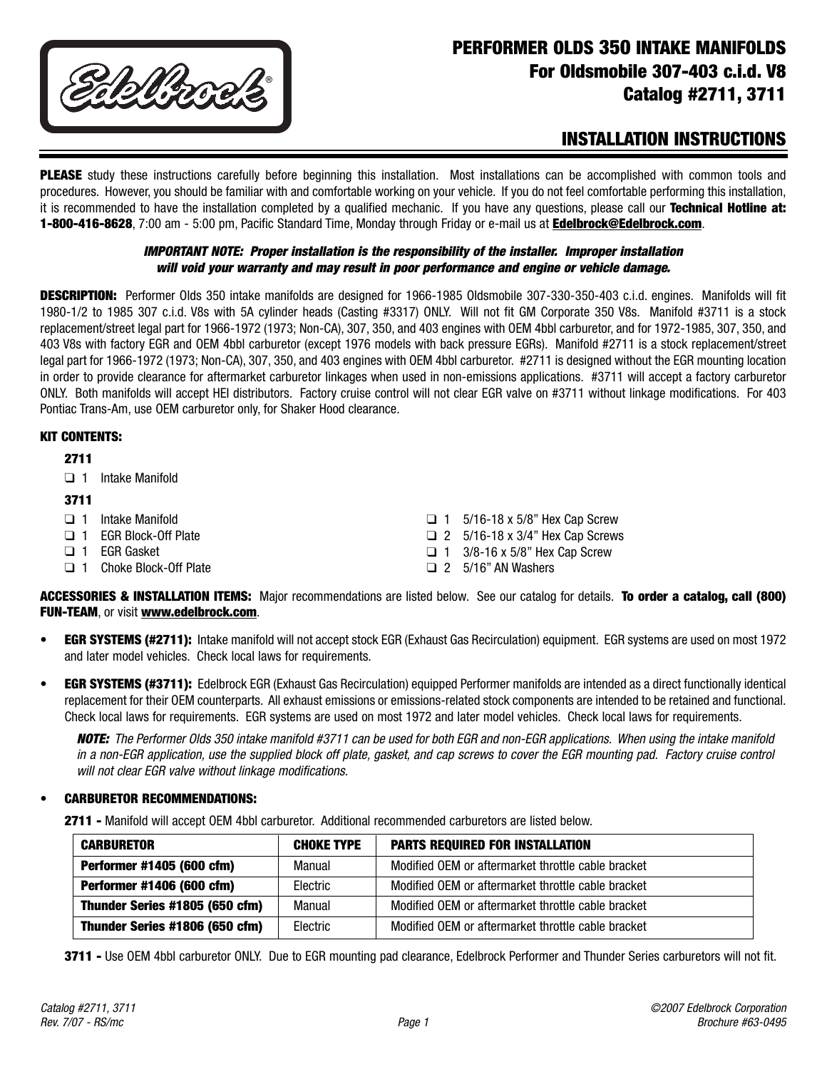# PERFORMER OLDS 350 INTAKE MANIFOLDS
## For Oldsmobile 307-403 c.i.d. V8
## Catalog #2711, 3711

# INSTALLATION INSTRUCTIONS

**PLEASE** study these instructions carefully before beginning this installation. Most installations can be accomplished with common tools and procedures. However, you should be familiar with and comfortable working on your vehicle. If you do not feel comfortable performing this installation, it is recommended to have the installation completed by a qualified mechanic. If you have any questions, please call our **Technical Hotline at: 1-800-416-8628**, 7:00 am - 5:00 pm, Pacific Standard Time, Monday through Friday or e-mail us at **Edelbrock@Edelbrock.com**.

***IMPORTANT NOTE: Proper installation is the responsibility of the installer. Improper installation will void your warranty and may result in poor performance and engine or vehicle damage.***

**DESCRIPTION:** Performer Olds 350 intake manifolds are designed for 1966-1985 Oldsmobile 307-330-350-403 c.i.d. engines. Manifolds will fit 1980-1/2 to 1985 307 c.i.d. V8s with 5A cylinder heads (Casting #3317) ONLY. Will not fit GM Corporate 350 V8s. Manifold #3711 is a stock replacement/street legal part for 1966-1972 (1973; Non-CA), 307, 350, and 403 engines with OEM 4bbl carburetor, and for 1972-1985, 307, 350, and 403 V8s with factory EGR and OEM 4bbl carburetor (except 1976 models with back pressure EGRs). Manifold #2711 is a stock replacement/street legal part for 1966-1972 (1973; Non-CA), 307, 350, and 403 engines with OEM 4bbl carburetor. #2711 is designed without the EGR mounting location in order to provide clearance for aftermarket carburetor linkages when used in non-emissions applications. #3711 will accept a factory carburetor ONLY. Both manifolds will accept HEI distributors. Factory cruise control will not clear EGR valve on #3711 without linkage modifications. For 403 Pontiac Trans-Am, use OEM carburetor only, for Shaker Hood clearance.

**KIT CONTENTS:**

**2711**

- ❑ 1 Intake Manifold

**3711**

- ❑ 1 Intake Manifold
- ❑ 1 EGR Block-Off Plate
- ❑ 1 EGR Gasket
- ❑ 1 Choke Block-Off Plate
- ❑ 1 5/16-18 x 5/8" Hex Cap Screw
- ❑ 2 5/16-18 x 3/4" Hex Cap Screws
- ❑ 1 3/8-16 x 5/8" Hex Cap Screw
- ❑ 2 5/16" AN Washers

**ACCESSORIES & INSTALLATION ITEMS:** Major recommendations are listed below. See our catalog for details. **To order a catalog, call (800) FUN-TEAM**, or visit **www.edelbrock.com**.

- **EGR SYSTEMS (#2711):** Intake manifold will not accept stock EGR (Exhaust Gas Recirculation) equipment. EGR systems are used on most 1972 and later model vehicles. Check local laws for requirements.
- **EGR SYSTEMS (#3711):** Edelbrock EGR (Exhaust Gas Recirculation) equipped Performer manifolds are intended as a direct functionally identical replacement for their OEM counterparts. All exhaust emissions or emissions-related stock components are intended to be retained and functional. Check local laws for requirements. EGR systems are used on most 1972 and later model vehicles. Check local laws for requirements.

  ***NOTE:*** *The Performer Olds 350 intake manifold #3711 can be used for both EGR and non-EGR applications. When using the intake manifold in a non-EGR application, use the supplied block off plate, gasket, and cap screws to cover the EGR mounting pad. Factory cruise control will not clear EGR valve without linkage modifications.*

- **CARBURETOR RECOMMENDATIONS:**

  **2711 -** Manifold will accept OEM 4bbl carburetor. Additional recommended carburetors are listed below.

| CARBURETOR | CHOKE TYPE | PARTS REQUIRED FOR INSTALLATION |
|---|---|---|
| **Performer #1405 (600 cfm)** | Manual | Modified OEM or aftermarket throttle cable bracket |
| **Performer #1406 (600 cfm)** | Electric | Modified OEM or aftermarket throttle cable bracket |
| **Thunder Series #1805 (650 cfm)** | Manual | Modified OEM or aftermarket throttle cable bracket |
| **Thunder Series #1806 (650 cfm)** | Electric | Modified OEM or aftermarket throttle cable bracket |

  **3711 -** Use OEM 4bbl carburetor ONLY. Due to EGR mounting pad clearance, Edelbrock Performer and Thunder Series carburetors will not fit.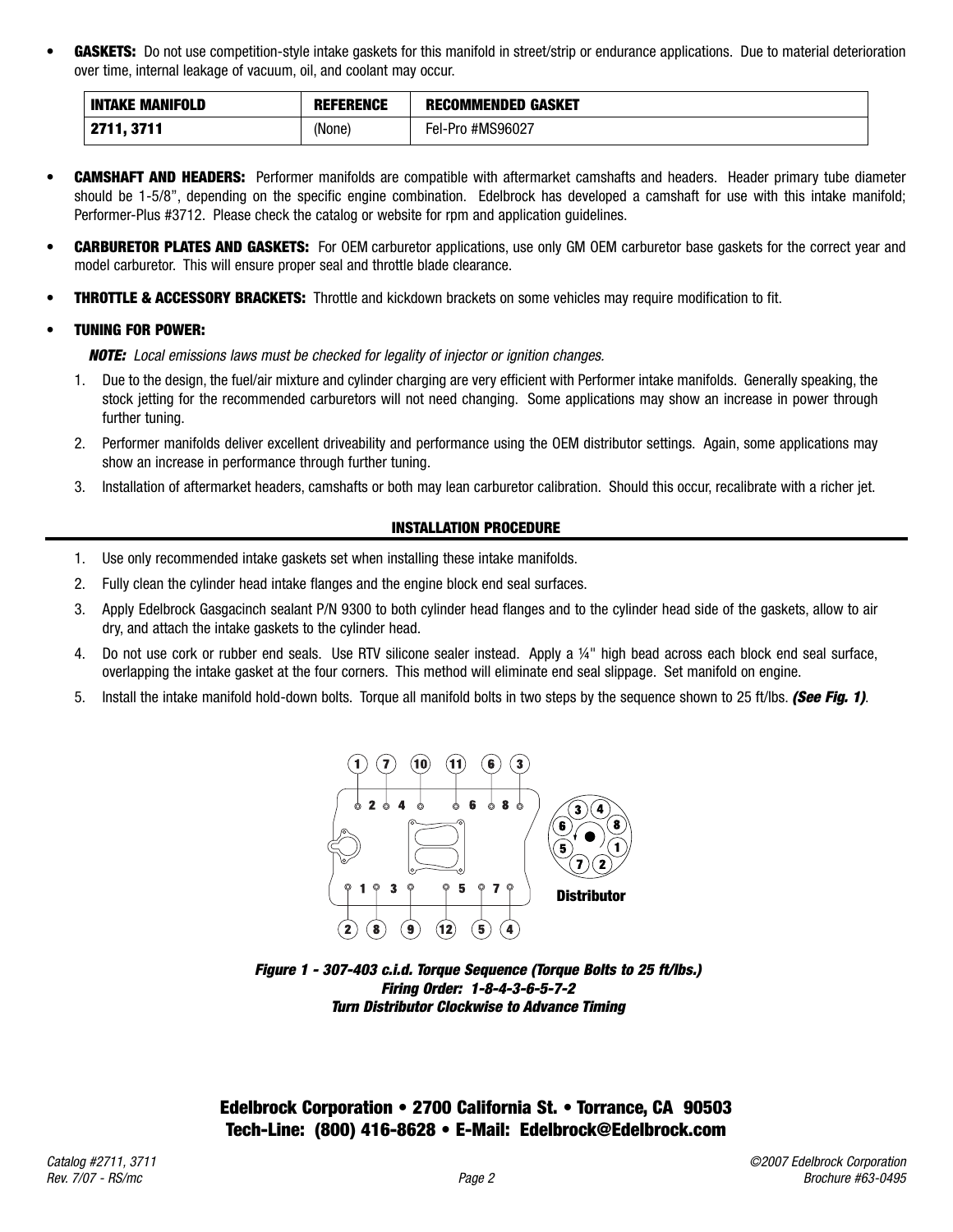- **GASKETS:** Do not use competition-style intake gaskets for this manifold in street/strip or endurance applications. Due to material deterioration over time, internal leakage of vacuum, oil, and coolant may occur.

| INTAKE MANIFOLD | REFERENCE | RECOMMENDED GASKET |
|---|---|---|
| 2711, 3711 | (None) | Fel-Pro #MS96027 |

- **CAMSHAFT AND HEADERS:** Performer manifolds are compatible with aftermarket camshafts and headers. Header primary tube diameter should be 1-5/8", depending on the specific engine combination. Edelbrock has developed a camshaft for use with this intake manifold; Performer-Plus #3712. Please check the catalog or website for rpm and application guidelines.

- **CARBURETOR PLATES AND GASKETS:** For OEM carburetor applications, use only GM OEM carburetor base gaskets for the correct year and model carburetor. This will ensure proper seal and throttle blade clearance.

- **THROTTLE & ACCESSORY BRACKETS:** Throttle and kickdown brackets on some vehicles may require modification to fit.

- **TUNING FOR POWER:**

  ***NOTE:*** *Local emissions laws must be checked for legality of injector or ignition changes.*

  1. Due to the design, the fuel/air mixture and cylinder charging are very efficient with Performer intake manifolds. Generally speaking, the stock jetting for the recommended carburetors will not need changing. Some applications may show an increase in power through further tuning.
  2. Performer manifolds deliver excellent driveability and performance using the OEM distributor settings. Again, some applications may show an increase in performance through further tuning.
  3. Installation of aftermarket headers, camshafts or both may lean carburetor calibration. Should this occur, recalibrate with a richer jet.

## INSTALLATION PROCEDURE

1. Use only recommended intake gaskets set when installing these intake manifolds.
2. Fully clean the cylinder head intake flanges and the engine block end seal surfaces.
3. Apply Edelbrock Gasgacinch sealant P/N 9300 to both cylinder head flanges and to the cylinder head side of the gaskets, allow to air dry, and attach the intake gaskets to the cylinder head.
4. Do not use cork or rubber end seals. Use RTV silicone sealer instead. Apply a ¼" high bead across each block end seal surface, overlapping the intake gasket at the four corners. This method will eliminate end seal slippage. Set manifold on engine.
5. Install the intake manifold hold-down bolts. Torque all manifold bolts in two steps by the sequence shown to 25 ft/lbs. ***(See Fig. 1)***.

1 7 10 11 6 3

2 4 6 8

1 3 5 7

2 8 9 12 5 4

3 4 6 8 5 1 7 2

Distributor

***Figure 1 - 307-403 c.i.d. Torque Sequence (Torque Bolts to 25 ft/lbs.)***
***Firing Order: 1-8-4-3-6-5-7-2***
***Turn Distributor Clockwise to Advance Timing***

**Edelbrock Corporation • 2700 California St. • Torrance, CA 90503**
**Tech-Line: (800) 416-8628 • E-Mail: Edelbrock@Edelbrock.com**

*Catalog #2711, 3711*
*Rev. 7/07 - RS/mc*
*©2007 Edelbrock Corporation*
*Brochure #63-0495*